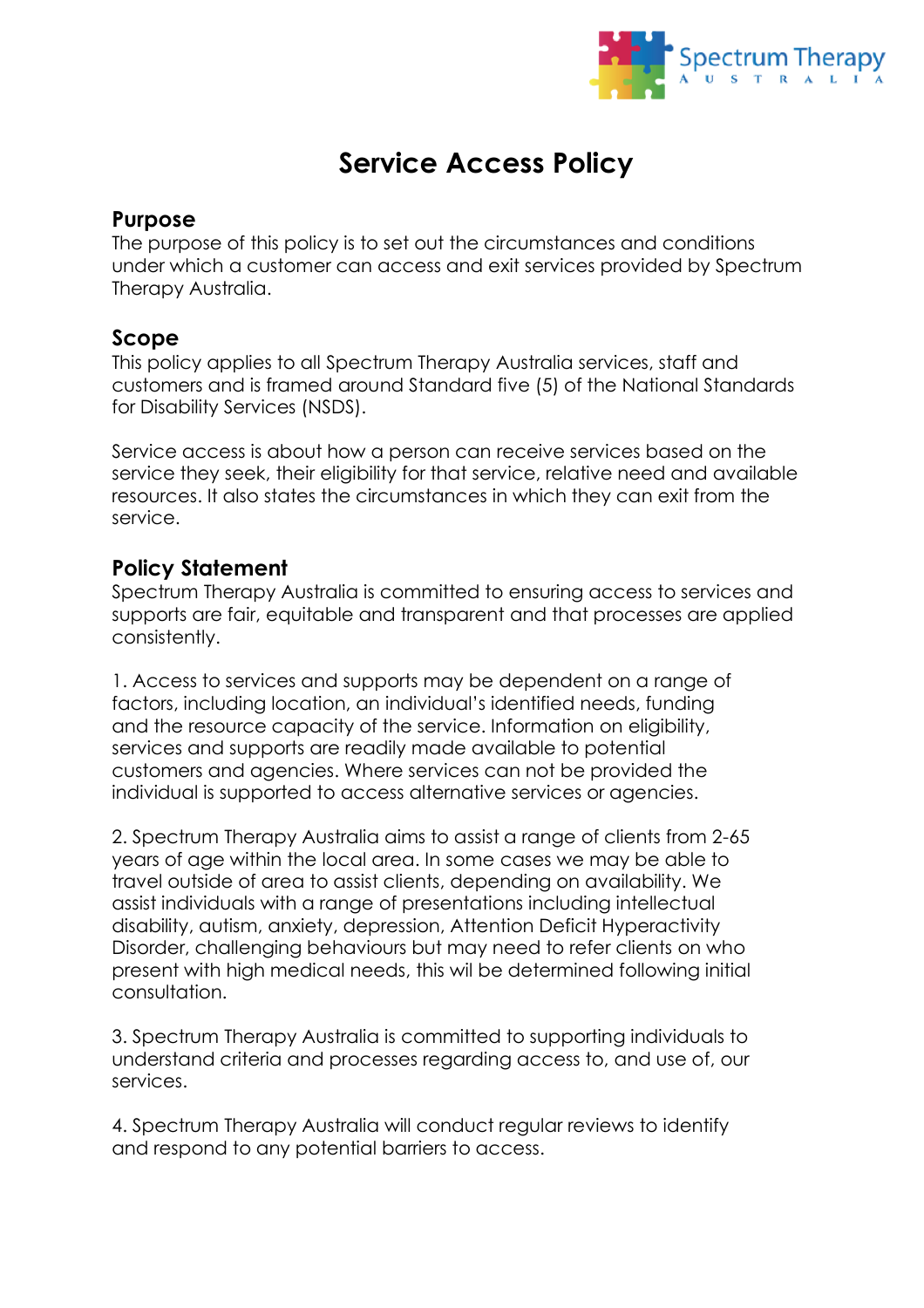# Service Access Policy

## Purpose

The purpose of this policy is to set out the circumstances and conditions under which a customer can access and exit services provided by Spectrum Therapy Australia.

## Scope

This policy applies to all Spectrum Therapy Australia services, staff and customers and is framed around Standard five (5) of the National Standards for Disability Services (NSDS).

Service access is about how a person can receive services based on the service they seek, their eligibility for that service, relative need and available resources. It also states the circumstances in which they can exit from the service.

## Policy Statement

Spectrum Therapy Australia is committed to ensuring access to services and supports are fair, equitable and transparent and that processes are applied consistently.

1. Access to services and supports may be dependent on a range of factors, including location, an individual's identified needs, funding and the resource capacity of the service. Information on eligibility, services and supports are readily made available to potential customers and agencies. Where services can not be provided the individual is supported to access alternative services or agencies.

2. Spectrum Therapy Australia aims to assist a range of clients from 2-65 years of age within the local area. In some cases we may be able to travel outside of area to assist clients, depending on availability. We assist individuals with a range of presentations including intellectual disability, autism, anxiety, depression, Attention Deficit Hyperactivity Disorder, challenging behaviours but may need to refer clients on who present with high medical needs, this wil be determined following initial consultation.

3. Spectrum Therapy Australia is committed to supporting individuals to understand criteria and processes regarding access to, and use of, our services.

4. Spectrum Therapy Australia will conduct regular reviews to identify and respond to any potential barriers to access.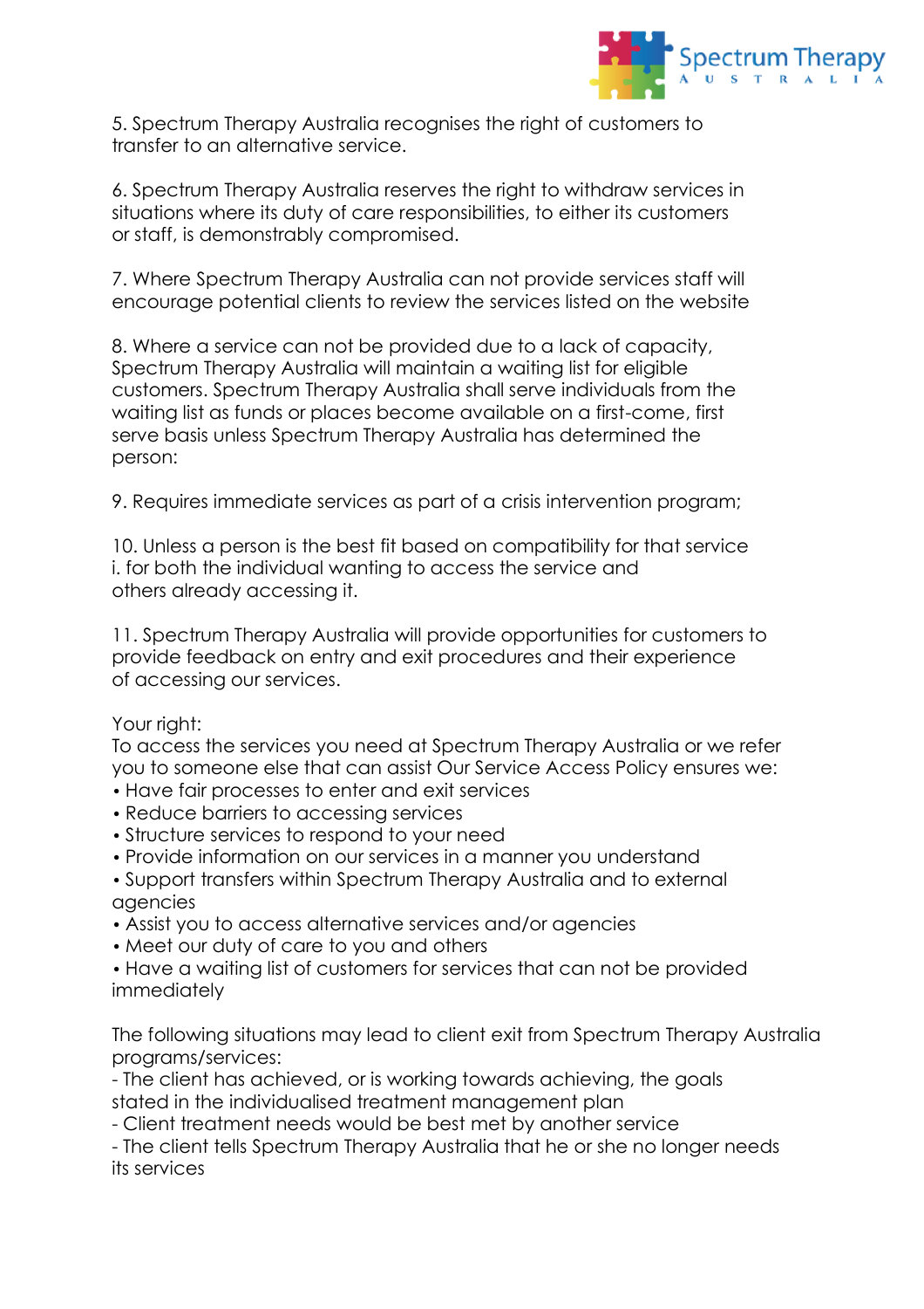5. Spectrum Therapy Australia recognises the right of customers to transfer to an alternative service.

6. Spectrum Therapy Australia reserves the right to withdraw services in situations where its duty of care responsibilities, to either its customers or staff, is demonstrably compromised.

7. Where Spectrum Therapy Australia can not provide services staff will encourage potential clients to review the services listed on the website

8. Where a service can not be provided due to a lack of capacity, Spectrum Therapy Australia will maintain a waiting list for eligible customers. Spectrum Therapy Australia shall serve individuals from the waiting list as funds or places become available on a first-come, first serve basis unless Spectrum Therapy Australia has determined the person:

9. Requires immediate services as part of a crisis intervention program;

10. Unless a person is the best fit based on compatibility for that service i. for both the individual wanting to access the service and others already accessing it.

11. Spectrum Therapy Australia will provide opportunities for customers to provide feedback on entry and exit procedures and their experience of accessing our services.

Your right:
To access the services you need at Spectrum Therapy Australia or we refer you to someone else that can assist Our Service Access Policy ensures we:

- Have fair processes to enter and exit services
- Reduce barriers to accessing services
- Structure services to respond to your need
- Provide information on our services in a manner you understand
- Support transfers within Spectrum Therapy Australia and to external agencies
- Assist you to access alternative services and/or agencies
- Meet our duty of care to you and others
- Have a waiting list of customers for services that can not be provided immediately

The following situations may lead to client exit from Spectrum Therapy Australia programs/services:

- The client has achieved, or is working towards achieving, the goals stated in the individualised treatment management plan
- Client treatment needs would be best met by another service
- The client tells Spectrum Therapy Australia that he or she no longer needs its services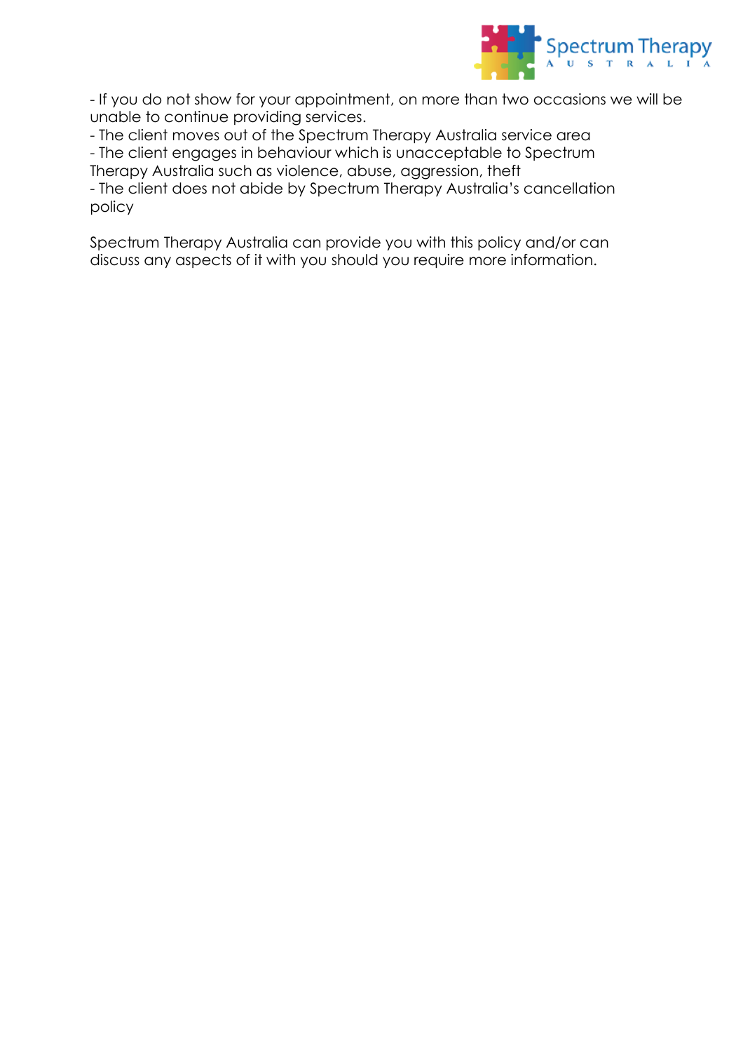- If you do not show for your appointment, on more than two occasions we will be unable to continue providing services.
- The client moves out of the Spectrum Therapy Australia service area
- The client engages in behaviour which is unacceptable to Spectrum Therapy Australia such as violence, abuse, aggression, theft
- The client does not abide by Spectrum Therapy Australia's cancellation policy

Spectrum Therapy Australia can provide you with this policy and/or can discuss any aspects of it with you should you require more information.